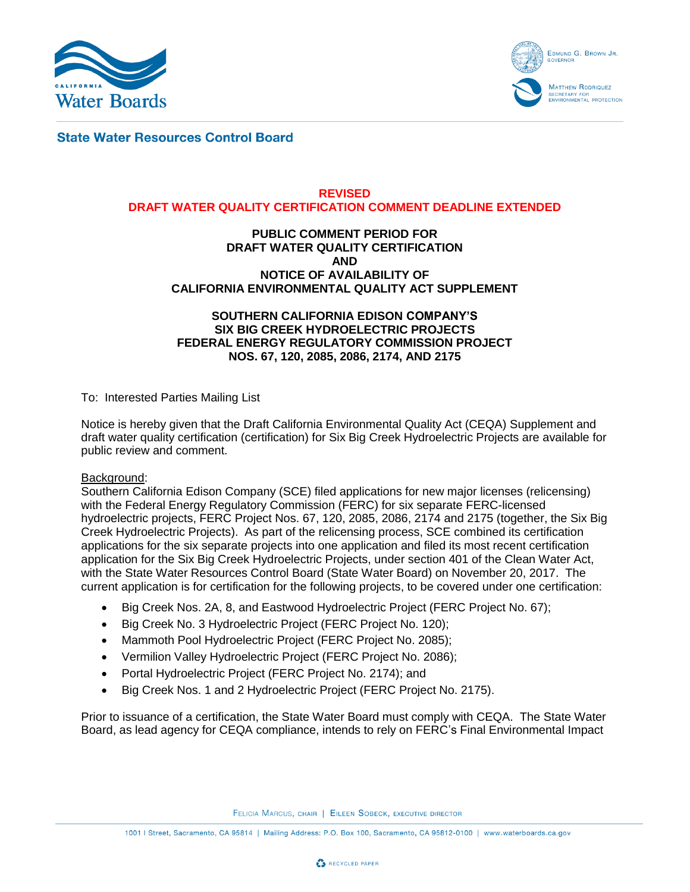**State Water Resources Control Board**

**REVISED**
**DRAFT WATER QUALITY CERTIFICATION COMMENT DEADLINE EXTENDED**

**PUBLIC COMMENT PERIOD FOR**
**DRAFT WATER QUALITY CERTIFICATION**
**AND**
**NOTICE OF AVAILABILITY OF**
**CALIFORNIA ENVIRONMENTAL QUALITY ACT SUPPLEMENT**

**SOUTHERN CALIFORNIA EDISON COMPANY'S**
**SIX BIG CREEK HYDROELECTRIC PROJECTS**
**FEDERAL ENERGY REGULATORY COMMISSION PROJECT**
**NOS. 67, 120, 2085, 2086, 2174, AND 2175**

To: Interested Parties Mailing List

Notice is hereby given that the Draft California Environmental Quality Act (CEQA) Supplement and draft water quality certification (certification) for Six Big Creek Hydroelectric Projects are available for public review and comment.

Background:
Southern California Edison Company (SCE) filed applications for new major licenses (relicensing) with the Federal Energy Regulatory Commission (FERC) for six separate FERC-licensed hydroelectric projects, FERC Project Nos. 67, 120, 2085, 2086, 2174 and 2175 (together, the Six Big Creek Hydroelectric Projects). As part of the relicensing process, SCE combined its certification applications for the six separate projects into one application and filed its most recent certification application for the Six Big Creek Hydroelectric Projects, under section 401 of the Clean Water Act, with the State Water Resources Control Board (State Water Board) on November 20, 2017. The current application is for certification for the following projects, to be covered under one certification:

- Big Creek Nos. 2A, 8, and Eastwood Hydroelectric Project (FERC Project No. 67);
- Big Creek No. 3 Hydroelectric Project (FERC Project No. 120);
- Mammoth Pool Hydroelectric Project (FERC Project No. 2085);
- Vermilion Valley Hydroelectric Project (FERC Project No. 2086);
- Portal Hydroelectric Project (FERC Project No. 2174); and
- Big Creek Nos. 1 and 2 Hydroelectric Project (FERC Project No. 2175).

Prior to issuance of a certification, the State Water Board must comply with CEQA. The State Water Board, as lead agency for CEQA compliance, intends to rely on FERC's Final Environmental Impact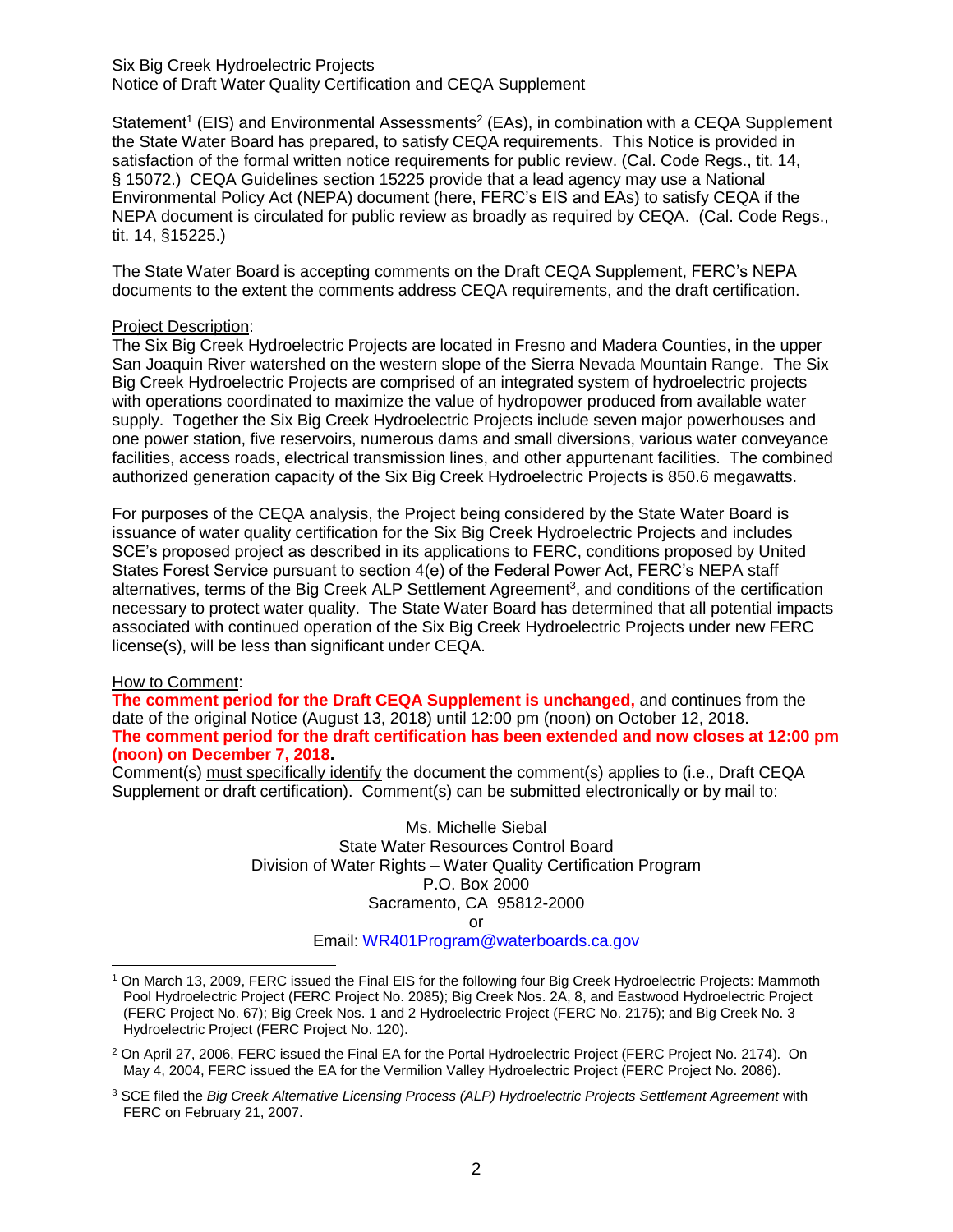Statement[1] (EIS) and Environmental Assessments[2] (EAs), in combination with a CEQA Supplement the State Water Board has prepared, to satisfy CEQA requirements. This Notice is provided in satisfaction of the formal written notice requirements for public review. (Cal. Code Regs., tit. 14, § 15072.) CEQA Guidelines section 15225 provide that a lead agency may use a National Environmental Policy Act (NEPA) document (here, FERC's EIS and EAs) to satisfy CEQA if the NEPA document is circulated for public review as broadly as required by CEQA. (Cal. Code Regs., tit. 14, §15225.)

The State Water Board is accepting comments on the Draft CEQA Supplement, FERC's NEPA documents to the extent the comments address CEQA requirements, and the draft certification.

Project Description:

The Six Big Creek Hydroelectric Projects are located in Fresno and Madera Counties, in the upper San Joaquin River watershed on the western slope of the Sierra Nevada Mountain Range. The Six Big Creek Hydroelectric Projects are comprised of an integrated system of hydroelectric projects with operations coordinated to maximize the value of hydropower produced from available water supply. Together the Six Big Creek Hydroelectric Projects include seven major powerhouses and one power station, five reservoirs, numerous dams and small diversions, various water conveyance facilities, access roads, electrical transmission lines, and other appurtenant facilities. The combined authorized generation capacity of the Six Big Creek Hydroelectric Projects is 850.6 megawatts.

For purposes of the CEQA analysis, the Project being considered by the State Water Board is issuance of water quality certification for the Six Big Creek Hydroelectric Projects and includes SCE's proposed project as described in its applications to FERC, conditions proposed by United States Forest Service pursuant to section 4(e) of the Federal Power Act, FERC's NEPA staff alternatives, terms of the Big Creek ALP Settlement Agreement[3], and conditions of the certification necessary to protect water quality. The State Water Board has determined that all potential impacts associated with continued operation of the Six Big Creek Hydroelectric Projects under new FERC license(s), will be less than significant under CEQA.

How to Comment:

**The comment period for the Draft CEQA Supplement is unchanged,** and continues from the date of the original Notice (August 13, 2018) until 12:00 pm (noon) on October 12, 2018.
**The comment period for the draft certification has been extended and now closes at 12:00 pm (noon) on December 7, 2018.**
Comment(s) must specifically identify the document the comment(s) applies to (i.e., Draft CEQA Supplement or draft certification). Comment(s) can be submitted electronically or by mail to:

Ms. Michelle Siebal
State Water Resources Control Board
Division of Water Rights – Water Quality Certification Program
P.O. Box 2000
Sacramento, CA 95812-2000
or
Email: WR401Program@waterboards.ca.gov

---

[1] On March 13, 2009, FERC issued the Final EIS for the following four Big Creek Hydroelectric Projects: Mammoth Pool Hydroelectric Project (FERC Project No. 2085); Big Creek Nos. 2A, 8, and Eastwood Hydroelectric Project (FERC Project No. 67); Big Creek Nos. 1 and 2 Hydroelectric Project (FERC No. 2175); and Big Creek No. 3 Hydroelectric Project (FERC Project No. 120).

[2] On April 27, 2006, FERC issued the Final EA for the Portal Hydroelectric Project (FERC Project No. 2174). On May 4, 2004, FERC issued the EA for the Vermilion Valley Hydroelectric Project (FERC Project No. 2086).

[3] SCE filed the *Big Creek Alternative Licensing Process (ALP) Hydroelectric Projects Settlement Agreement* with FERC on February 21, 2007.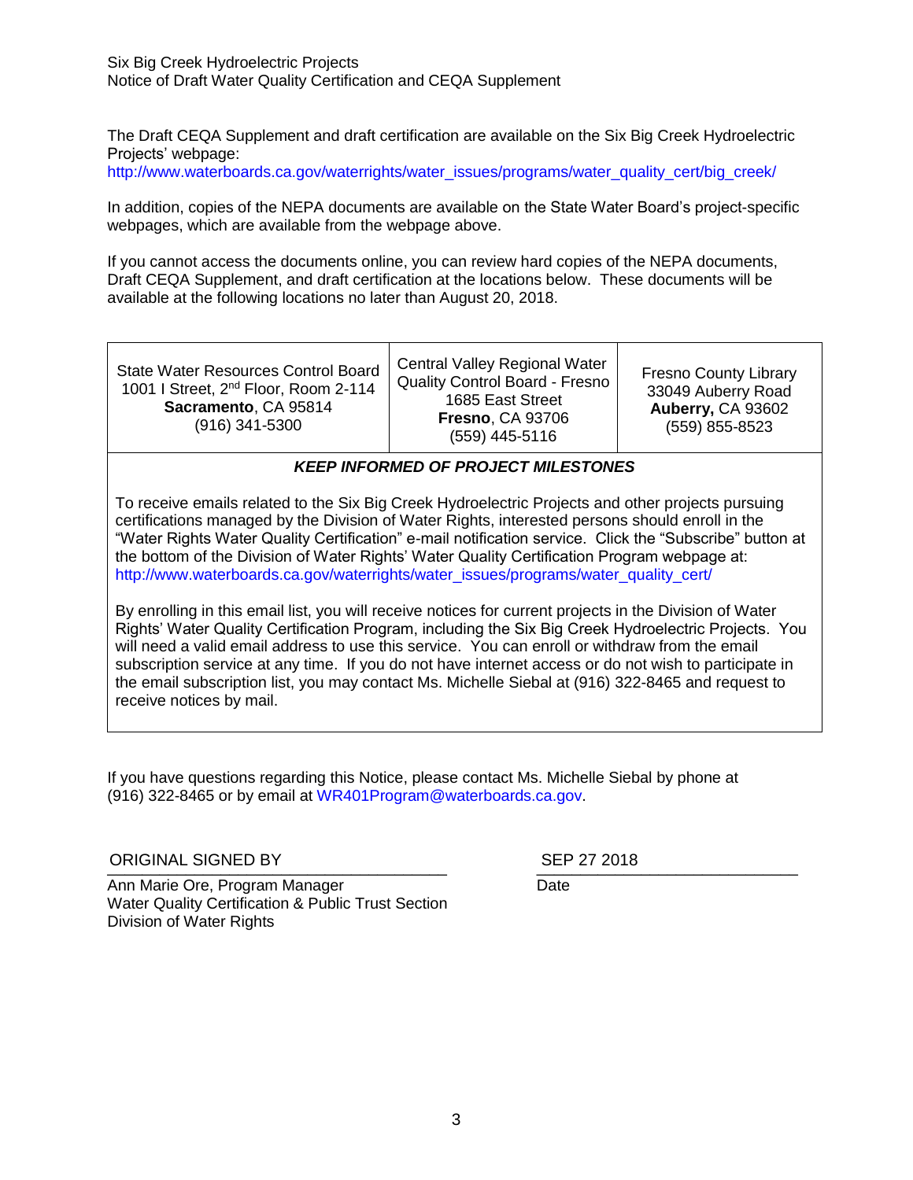The Draft CEQA Supplement and draft certification are available on the Six Big Creek Hydroelectric Projects' webpage:
http://www.waterboards.ca.gov/waterrights/water_issues/programs/water_quality_cert/big_creek/

In addition, copies of the NEPA documents are available on the State Water Board's project-specific webpages, which are available from the webpage above.

If you cannot access the documents online, you can review hard copies of the NEPA documents, Draft CEQA Supplement, and draft certification at the locations below. These documents will be available at the following locations no later than August 20, 2018.

| | | |
|---|---|---|
| State Water Resources Control Board<br>1001 I Street, 2nd Floor, Room 2-114<br>**Sacramento**, CA 95814<br>(916) 341-5300 | Central Valley Regional Water Quality Control Board - Fresno<br>1685 East Street<br>**Fresno**, CA 93706<br>(559) 445-5116 | Fresno County Library<br>33049 Auberry Road<br>**Auberry,** CA 93602<br>(559) 855-8523 |

***KEEP INFORMED OF PROJECT MILESTONES***

To receive emails related to the Six Big Creek Hydroelectric Projects and other projects pursuing certifications managed by the Division of Water Rights, interested persons should enroll in the "Water Rights Water Quality Certification" e-mail notification service. Click the "Subscribe" button at the bottom of the Division of Water Rights' Water Quality Certification Program webpage at: http://www.waterboards.ca.gov/waterrights/water_issues/programs/water_quality_cert/

By enrolling in this email list, you will receive notices for current projects in the Division of Water Rights' Water Quality Certification Program, including the Six Big Creek Hydroelectric Projects. You will need a valid email address to use this service. You can enroll or withdraw from the email subscription service at any time. If you do not have internet access or do not wish to participate in the email subscription list, you may contact Ms. Michelle Siebal at (916) 322-8465 and request to receive notices by mail.

If you have questions regarding this Notice, please contact Ms. Michelle Siebal by phone at (916) 322-8465 or by email at WR401Program@waterboards.ca.gov.

ORIGINAL SIGNED BY

Ann Marie Ore, Program Manager
Water Quality Certification & Public Trust Section
Division of Water Rights

SEP 27 2018

Date